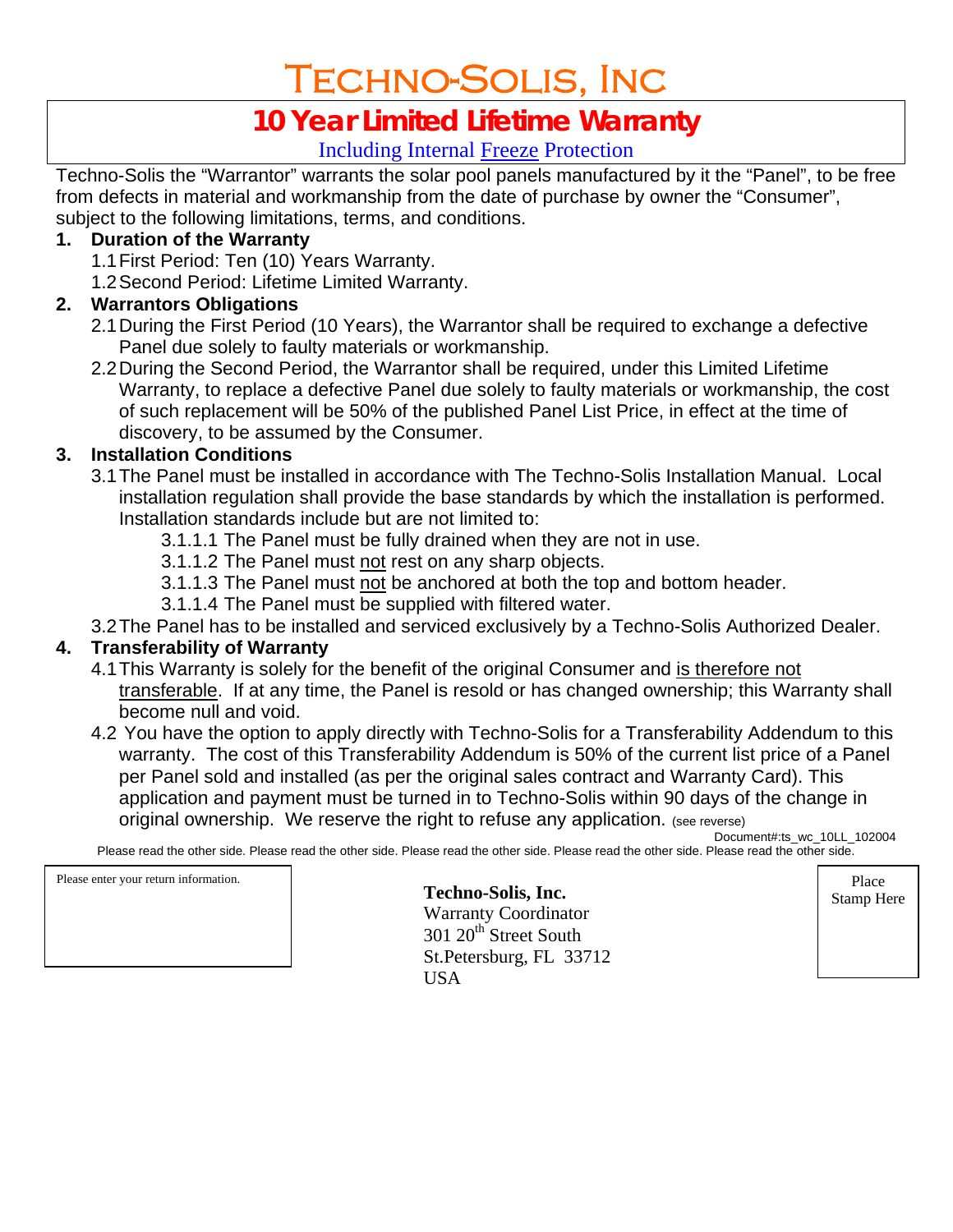# Techno-Solis, Inc

## 10 Year Limited Lifetime Warranty

Including Internal Freeze Protection

Techno-Solis the "Warrantor" warrants the solar pool panels manufactured by it the "Panel", to be free from defects in material and workmanship from the date of purchase by owner the "Consumer", subject to the following limitations, terms, and conditions.

1. **Duration of the Warranty**
   - 1.1 First Period: Ten (10) Years Warranty.
   - 1.2 Second Period: Lifetime Limited Warranty.
2. **Warrantors Obligations**
   - 2.1 During the First Period (10 Years), the Warrantor shall be required to exchange a defective Panel due solely to faulty materials or workmanship.
   - 2.2 During the Second Period, the Warrantor shall be required, under this Limited Lifetime Warranty, to replace a defective Panel due solely to faulty materials or workmanship, the cost of such replacement will be 50% of the published Panel List Price, in effect at the time of discovery, to be assumed by the Consumer.
3. **Installation Conditions**
   - 3.1 The Panel must be installed in accordance with The Techno-Solis Installation Manual. Local installation regulation shall provide the base standards by which the installation is performed. Installation standards include but are not limited to:
     - 3.1.1.1 The Panel must be fully drained when they are not in use.
     - 3.1.1.2 The Panel must not rest on any sharp objects.
     - 3.1.1.3 The Panel must not be anchored at both the top and bottom header.
     - 3.1.1.4 The Panel must be supplied with filtered water.
   - 3.2 The Panel has to be installed and serviced exclusively by a Techno-Solis Authorized Dealer.
4. **Transferability of Warranty**
   - 4.1 This Warranty is solely for the benefit of the original Consumer and is therefore not transferable. If at any time, the Panel is resold or has changed ownership; this Warranty shall become null and void.
   - 4.2 You have the option to apply directly with Techno-Solis for a Transferability Addendum to this warranty. The cost of this Transferability Addendum is 50% of the current list price of a Panel per Panel sold and installed (as per the original sales contract and Warranty Card). This application and payment must be turned in to Techno-Solis within 90 days of the change in original ownership. We reserve the right to refuse any application. (see reverse)

Document#:ts_wc_10LL_102004

Please read the other side. Please read the other side. Please read the other side. Please read the other side. Please read the other side.

Please enter your return information.

**Techno-Solis, Inc.**
Warranty Coordinator
301 20th Street South
St.Petersburg, FL 33712
USA

Place Stamp Here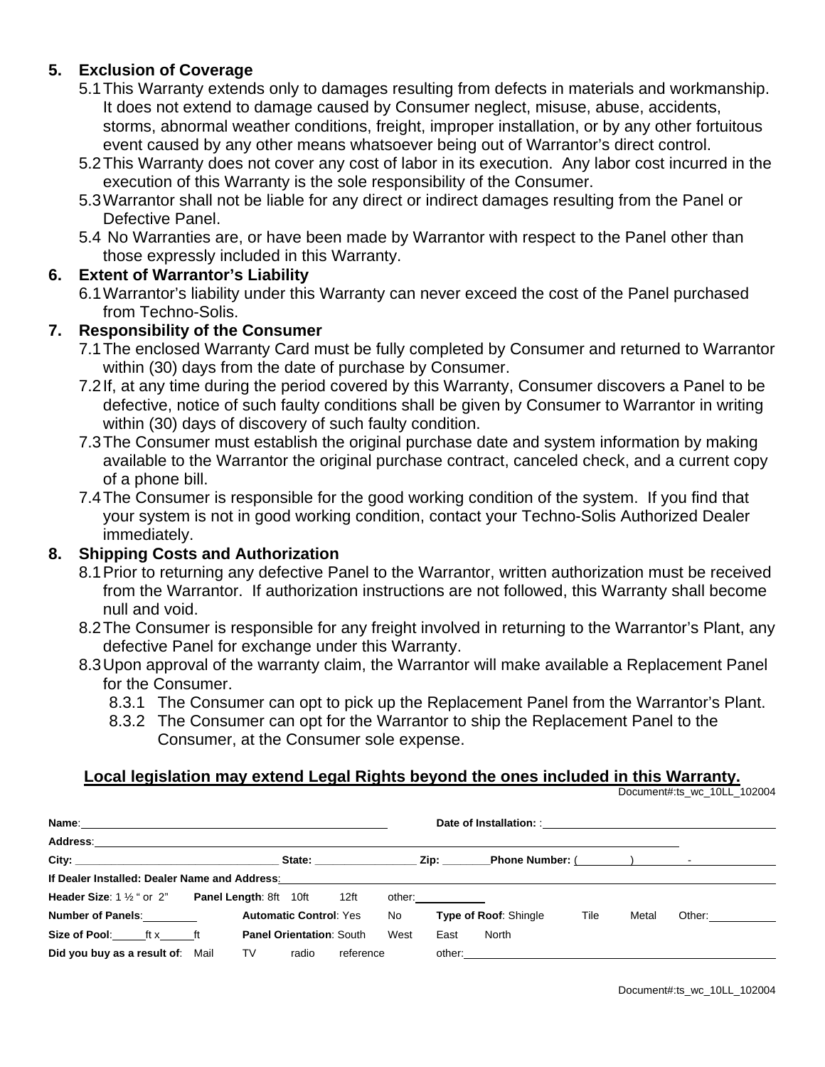5. **Exclusion of Coverage**
   - 5.1 This Warranty extends only to damages resulting from defects in materials and workmanship. It does not extend to damage caused by Consumer neglect, misuse, abuse, accidents, storms, abnormal weather conditions, freight, improper installation, or by any other fortuitous event caused by any other means whatsoever being out of Warrantor's direct control.
   - 5.2 This Warranty does not cover any cost of labor in its execution. Any labor cost incurred in the execution of this Warranty is the sole responsibility of the Consumer.
   - 5.3 Warrantor shall not be liable for any direct or indirect damages resulting from the Panel or Defective Panel.
   - 5.4 No Warranties are, or have been made by Warrantor with respect to the Panel other than those expressly included in this Warranty.
6. **Extent of Warrantor's Liability**
   - 6.1 Warrantor's liability under this Warranty can never exceed the cost of the Panel purchased from Techno-Solis.
7. **Responsibility of the Consumer**
   - 7.1 The enclosed Warranty Card must be fully completed by Consumer and returned to Warrantor within (30) days from the date of purchase by Consumer.
   - 7.2 If, at any time during the period covered by this Warranty, Consumer discovers a Panel to be defective, notice of such faulty conditions shall be given by Consumer to Warrantor in writing within (30) days of discovery of such faulty condition.
   - 7.3 The Consumer must establish the original purchase date and system information by making available to the Warrantor the original purchase contract, canceled check, and a current copy of a phone bill.
   - 7.4 The Consumer is responsible for the good working condition of the system. If you find that your system is not in good working condition, contact your Techno-Solis Authorized Dealer immediately.
8. **Shipping Costs and Authorization**
   - 8.1 Prior to returning any defective Panel to the Warrantor, written authorization must be received from the Warrantor. If authorization instructions are not followed, this Warranty shall become null and void.
   - 8.2 The Consumer is responsible for any freight involved in returning to the Warrantor's Plant, any defective Panel for exchange under this Warranty.
   - 8.3 Upon approval of the warranty claim, the Warrantor will make available a Replacement Panel for the Consumer.
     - 8.3.1 The Consumer can opt to pick up the Replacement Panel from the Warrantor's Plant.
     - 8.3.2 The Consumer can opt for the Warrantor to ship the Replacement Panel to the Consumer, at the Consumer sole expense.

**Local legislation may extend Legal Rights beyond the ones included in this Warranty.**

Document#:ts_wc_10LL_102004

**Name**:______________________ **Date of Installation:** :______________________

**Address**:______________________________________________

**City:** ________________ **State:** ________________ **Zip:** ________ **Phone Number:** (________) ________ - ____________

**If Dealer Installed: Dealer Name and Address**:______________________________________________

**Header Size**: 1 ½ " or 2" **Panel Length**: 8ft 10ft 12ft other:__________

**Number of Panels**:________ **Automatic Control**: Yes No **Type of Roof**: Shingle Tile Metal Other:__________

**Size of Pool**:_____ft x_____ft **Panel Orientation**: South West East North

**Did you buy as a result of**: Mail TV radio reference other:______________________

Document#:ts_wc_10LL_102004